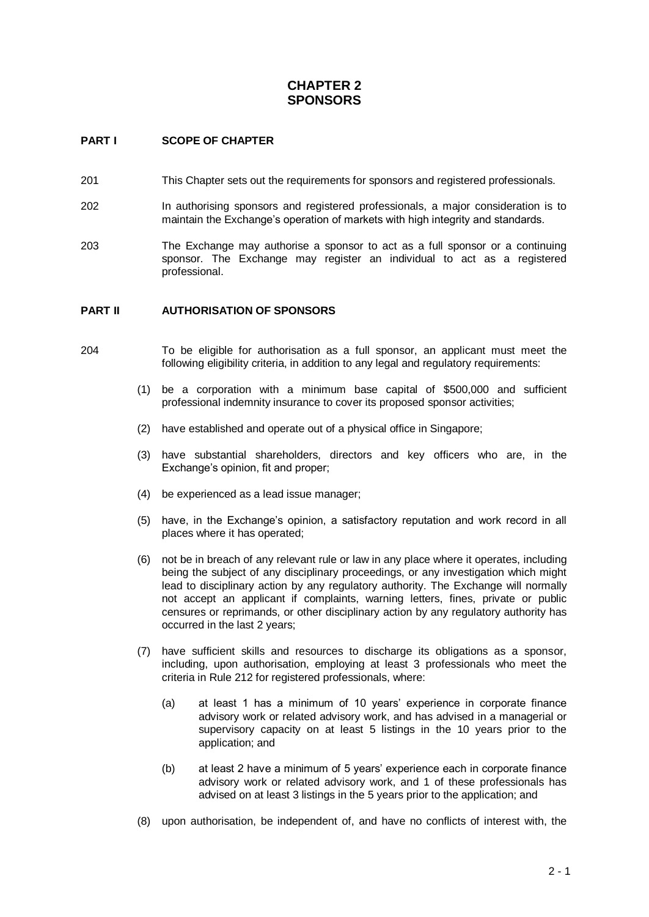# CHAPTER 2
# SPONSORS

## PART I SCOPE OF CHAPTER

201 This Chapter sets out the requirements for sponsors and registered professionals.

202 In authorising sponsors and registered professionals, a major consideration is to maintain the Exchange's operation of markets with high integrity and standards.

203 The Exchange may authorise a sponsor to act as a full sponsor or a continuing sponsor. The Exchange may register an individual to act as a registered professional.

## PART II AUTHORISATION OF SPONSORS

204 To be eligible for authorisation as a full sponsor, an applicant must meet the following eligibility criteria, in addition to any legal and regulatory requirements:

(1) be a corporation with a minimum base capital of $500,000 and sufficient professional indemnity insurance to cover its proposed sponsor activities;

(2) have established and operate out of a physical office in Singapore;

(3) have substantial shareholders, directors and key officers who are, in the Exchange's opinion, fit and proper;

(4) be experienced as a lead issue manager;

(5) have, in the Exchange's opinion, a satisfactory reputation and work record in all places where it has operated;

(6) not be in breach of any relevant rule or law in any place where it operates, including being the subject of any disciplinary proceedings, or any investigation which might lead to disciplinary action by any regulatory authority. The Exchange will normally not accept an applicant if complaints, warning letters, fines, private or public censures or reprimands, or other disciplinary action by any regulatory authority has occurred in the last 2 years;

(7) have sufficient skills and resources to discharge its obligations as a sponsor, including, upon authorisation, employing at least 3 professionals who meet the criteria in Rule 212 for registered professionals, where:

   (a) at least 1 has a minimum of 10 years' experience in corporate finance advisory work or related advisory work, and has advised in a managerial or supervisory capacity on at least 5 listings in the 10 years prior to the application; and

   (b) at least 2 have a minimum of 5 years' experience each in corporate finance advisory work or related advisory work, and 1 of these professionals has advised on at least 3 listings in the 5 years prior to the application; and

(8) upon authorisation, be independent of, and have no conflicts of interest with, the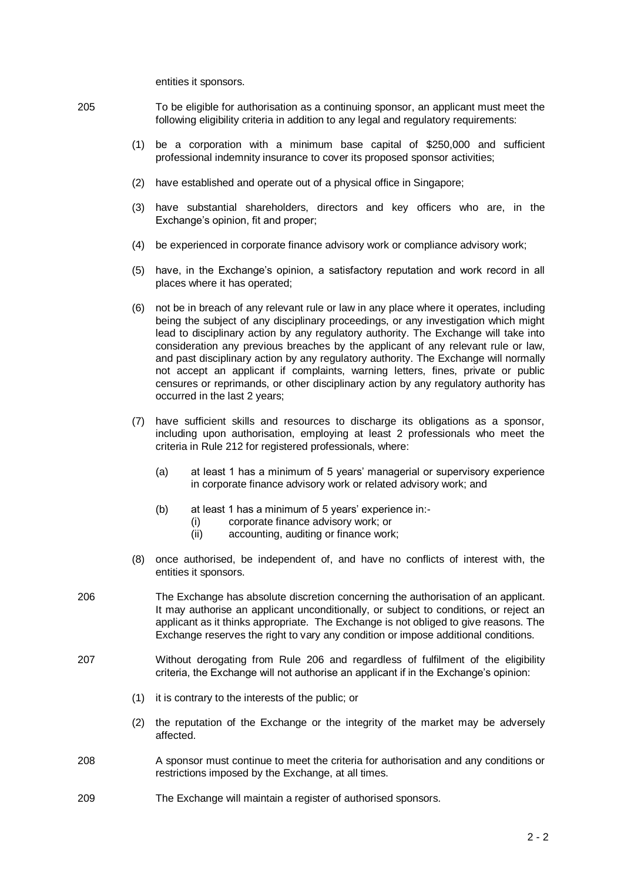entities it sponsors.

205 To be eligible for authorisation as a continuing sponsor, an applicant must meet the following eligibility criteria in addition to any legal and regulatory requirements:

(1) be a corporation with a minimum base capital of $250,000 and sufficient professional indemnity insurance to cover its proposed sponsor activities;

(2) have established and operate out of a physical office in Singapore;

(3) have substantial shareholders, directors and key officers who are, in the Exchange's opinion, fit and proper;

(4) be experienced in corporate finance advisory work or compliance advisory work;

(5) have, in the Exchange's opinion, a satisfactory reputation and work record in all places where it has operated;

(6) not be in breach of any relevant rule or law in any place where it operates, including being the subject of any disciplinary proceedings, or any investigation which might lead to disciplinary action by any regulatory authority. The Exchange will take into consideration any previous breaches by the applicant of any relevant rule or law, and past disciplinary action by any regulatory authority. The Exchange will normally not accept an applicant if complaints, warning letters, fines, private or public censures or reprimands, or other disciplinary action by any regulatory authority has occurred in the last 2 years;

(7) have sufficient skills and resources to discharge its obligations as a sponsor, including upon authorisation, employing at least 2 professionals who meet the criteria in Rule 212 for registered professionals, where:

   (a) at least 1 has a minimum of 5 years' managerial or supervisory experience in corporate finance advisory work or related advisory work; and

   (b) at least 1 has a minimum of 5 years' experience in:-
      (i) corporate finance advisory work; or
      (ii) accounting, auditing or finance work;

(8) once authorised, be independent of, and have no conflicts of interest with, the entities it sponsors.

206 The Exchange has absolute discretion concerning the authorisation of an applicant. It may authorise an applicant unconditionally, or subject to conditions, or reject an applicant as it thinks appropriate. The Exchange is not obliged to give reasons. The Exchange reserves the right to vary any condition or impose additional conditions.

207 Without derogating from Rule 206 and regardless of fulfilment of the eligibility criteria, the Exchange will not authorise an applicant if in the Exchange's opinion:

(1) it is contrary to the interests of the public; or

(2) the reputation of the Exchange or the integrity of the market may be adversely affected.

208 A sponsor must continue to meet the criteria for authorisation and any conditions or restrictions imposed by the Exchange, at all times.

209 The Exchange will maintain a register of authorised sponsors.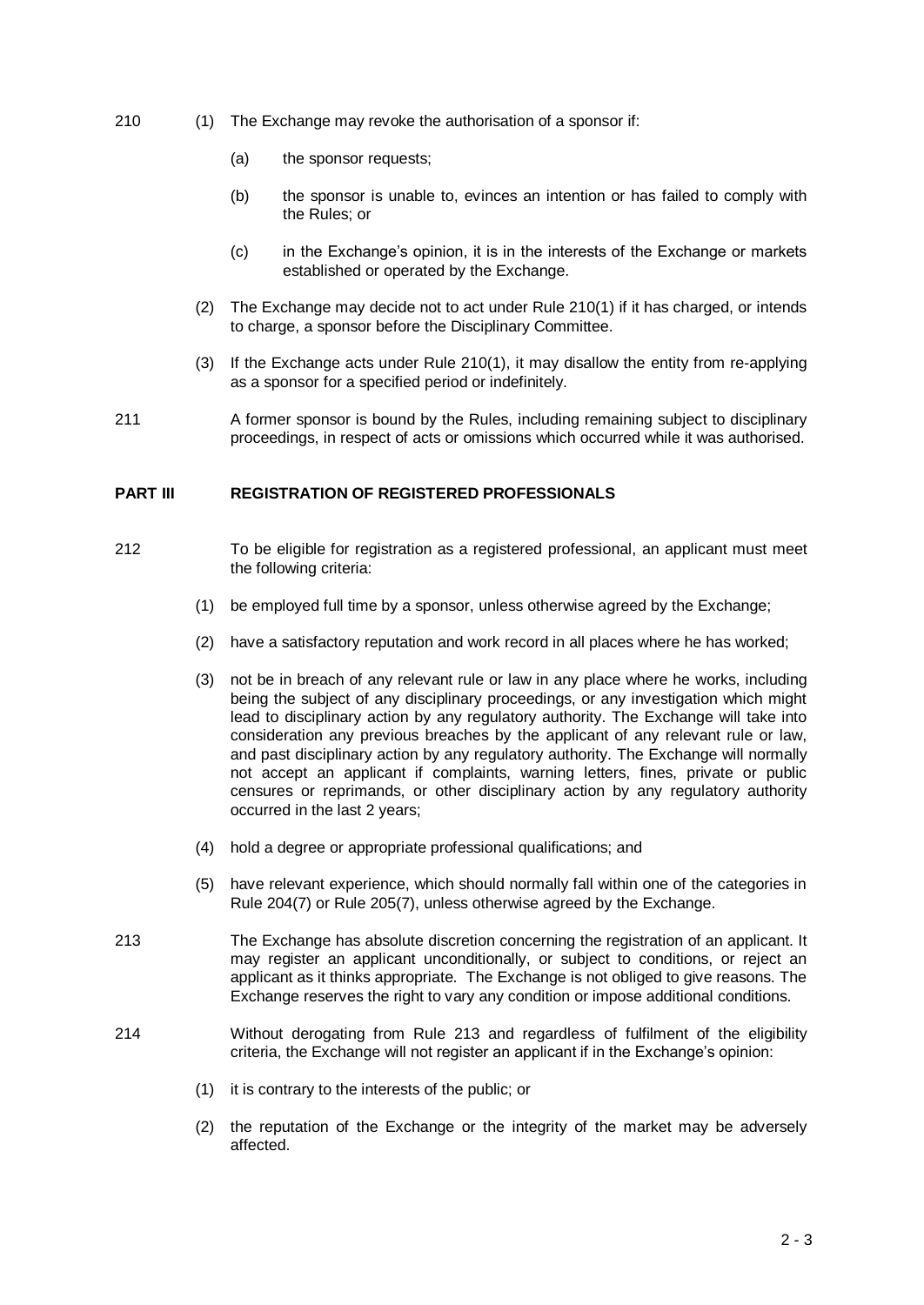210 (1) The Exchange may revoke the authorisation of a sponsor if:

(a) the sponsor requests;

(b) the sponsor is unable to, evinces an intention or has failed to comply with the Rules; or

(c) in the Exchange's opinion, it is in the interests of the Exchange or markets established or operated by the Exchange.

(2) The Exchange may decide not to act under Rule 210(1) if it has charged, or intends to charge, a sponsor before the Disciplinary Committee.

(3) If the Exchange acts under Rule 210(1), it may disallow the entity from re-applying as a sponsor for a specified period or indefinitely.

211 A former sponsor is bound by the Rules, including remaining subject to disciplinary proceedings, in respect of acts or omissions which occurred while it was authorised.

## PART III REGISTRATION OF REGISTERED PROFESSIONALS

212 To be eligible for registration as a registered professional, an applicant must meet the following criteria:

(1) be employed full time by a sponsor, unless otherwise agreed by the Exchange;

(2) have a satisfactory reputation and work record in all places where he has worked;

(3) not be in breach of any relevant rule or law in any place where he works, including being the subject of any disciplinary proceedings, or any investigation which might lead to disciplinary action by any regulatory authority. The Exchange will take into consideration any previous breaches by the applicant of any relevant rule or law, and past disciplinary action by any regulatory authority. The Exchange will normally not accept an applicant if complaints, warning letters, fines, private or public censures or reprimands, or other disciplinary action by any regulatory authority occurred in the last 2 years;

(4) hold a degree or appropriate professional qualifications; and

(5) have relevant experience, which should normally fall within one of the categories in Rule 204(7) or Rule 205(7), unless otherwise agreed by the Exchange.

213 The Exchange has absolute discretion concerning the registration of an applicant. It may register an applicant unconditionally, or subject to conditions, or reject an applicant as it thinks appropriate. The Exchange is not obliged to give reasons. The Exchange reserves the right to vary any condition or impose additional conditions.

214 Without derogating from Rule 213 and regardless of fulfilment of the eligibility criteria, the Exchange will not register an applicant if in the Exchange's opinion:

(1) it is contrary to the interests of the public; or

(2) the reputation of the Exchange or the integrity of the market may be adversely affected.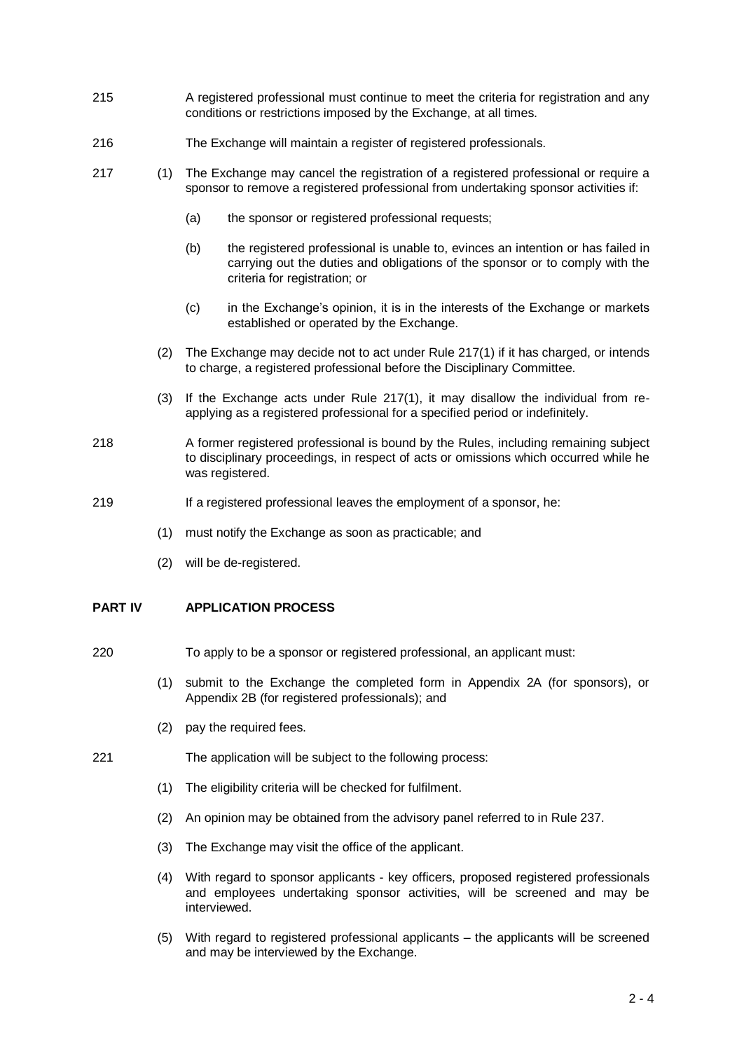215 A registered professional must continue to meet the criteria for registration and any conditions or restrictions imposed by the Exchange, at all times.

216 The Exchange will maintain a register of registered professionals.

217 (1) The Exchange may cancel the registration of a registered professional or require a sponsor to remove a registered professional from undertaking sponsor activities if:

(a) the sponsor or registered professional requests;

(b) the registered professional is unable to, evinces an intention or has failed in carrying out the duties and obligations of the sponsor or to comply with the criteria for registration; or

(c) in the Exchange's opinion, it is in the interests of the Exchange or markets established or operated by the Exchange.

(2) The Exchange may decide not to act under Rule 217(1) if it has charged, or intends to charge, a registered professional before the Disciplinary Committee.

(3) If the Exchange acts under Rule 217(1), it may disallow the individual from re-applying as a registered professional for a specified period or indefinitely.

218 A former registered professional is bound by the Rules, including remaining subject to disciplinary proceedings, in respect of acts or omissions which occurred while he was registered.

219 If a registered professional leaves the employment of a sponsor, he:

(1) must notify the Exchange as soon as practicable; and

(2) will be de-registered.

## PART IV APPLICATION PROCESS

220 To apply to be a sponsor or registered professional, an applicant must:

(1) submit to the Exchange the completed form in Appendix 2A (for sponsors), or Appendix 2B (for registered professionals); and

(2) pay the required fees.

221 The application will be subject to the following process:

(1) The eligibility criteria will be checked for fulfilment.

(2) An opinion may be obtained from the advisory panel referred to in Rule 237.

(3) The Exchange may visit the office of the applicant.

(4) With regard to sponsor applicants - key officers, proposed registered professionals and employees undertaking sponsor activities, will be screened and may be interviewed.

(5) With regard to registered professional applicants – the applicants will be screened and may be interviewed by the Exchange.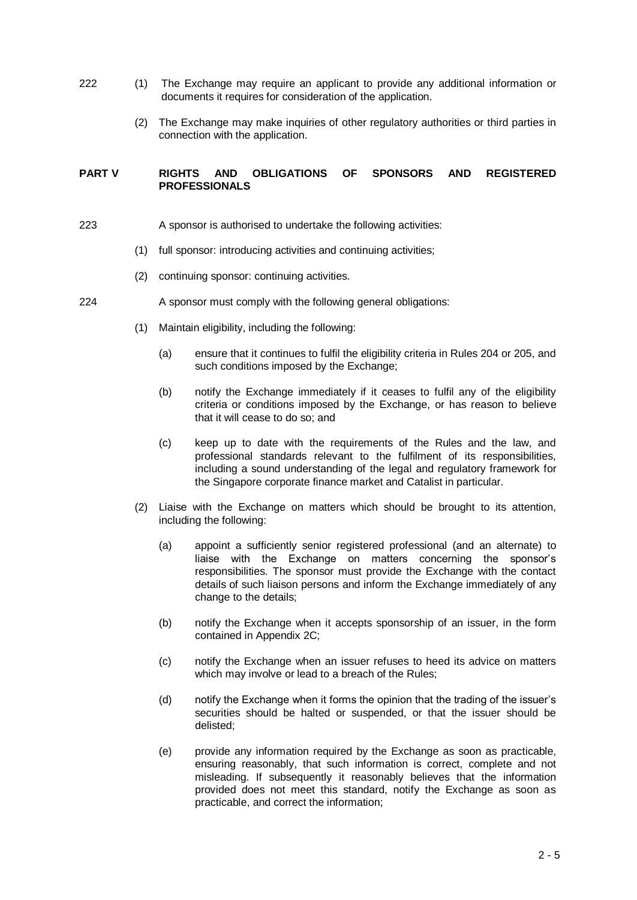222 (1) The Exchange may require an applicant to provide any additional information or documents it requires for consideration of the application.

(2) The Exchange may make inquiries of other regulatory authorities or third parties in connection with the application.

## PART V RIGHTS AND OBLIGATIONS OF SPONSORS AND REGISTERED PROFESSIONALS

223 A sponsor is authorised to undertake the following activities:

(1) full sponsor: introducing activities and continuing activities;

(2) continuing sponsor: continuing activities.

224 A sponsor must comply with the following general obligations:

(1) Maintain eligibility, including the following:

(a) ensure that it continues to fulfil the eligibility criteria in Rules 204 or 205, and such conditions imposed by the Exchange;

(b) notify the Exchange immediately if it ceases to fulfil any of the eligibility criteria or conditions imposed by the Exchange, or has reason to believe that it will cease to do so; and

(c) keep up to date with the requirements of the Rules and the law, and professional standards relevant to the fulfilment of its responsibilities, including a sound understanding of the legal and regulatory framework for the Singapore corporate finance market and Catalist in particular.

(2) Liaise with the Exchange on matters which should be brought to its attention, including the following:

(a) appoint a sufficiently senior registered professional (and an alternate) to liaise with the Exchange on matters concerning the sponsor's responsibilities. The sponsor must provide the Exchange with the contact details of such liaison persons and inform the Exchange immediately of any change to the details;

(b) notify the Exchange when it accepts sponsorship of an issuer, in the form contained in Appendix 2C;

(c) notify the Exchange when an issuer refuses to heed its advice on matters which may involve or lead to a breach of the Rules;

(d) notify the Exchange when it forms the opinion that the trading of the issuer's securities should be halted or suspended, or that the issuer should be delisted;

(e) provide any information required by the Exchange as soon as practicable, ensuring reasonably, that such information is correct, complete and not misleading. If subsequently it reasonably believes that the information provided does not meet this standard, notify the Exchange as soon as practicable, and correct the information;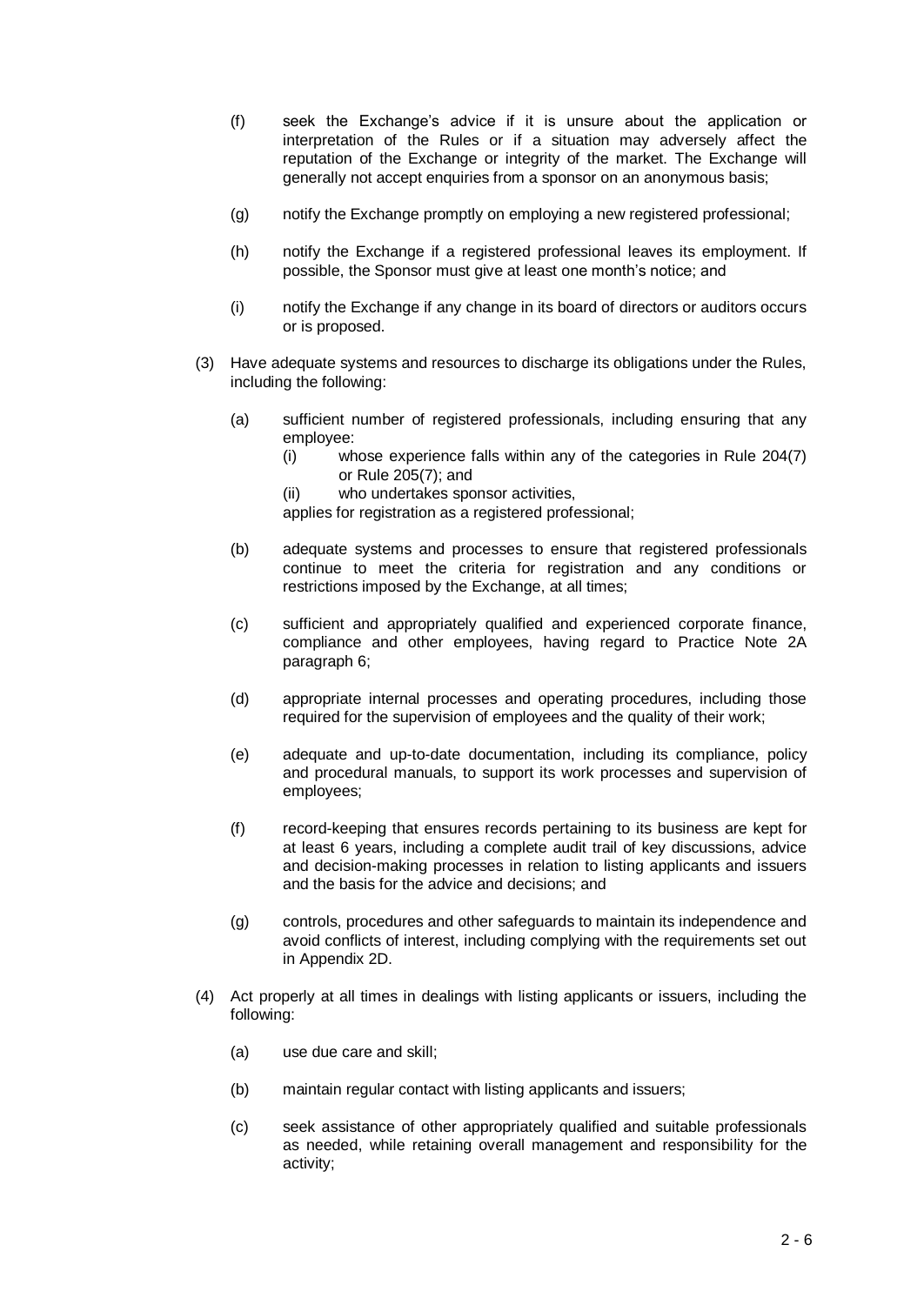(f) seek the Exchange's advice if it is unsure about the application or interpretation of the Rules or if a situation may adversely affect the reputation of the Exchange or integrity of the market. The Exchange will generally not accept enquiries from a sponsor on an anonymous basis;

(g) notify the Exchange promptly on employing a new registered professional;

(h) notify the Exchange if a registered professional leaves its employment. If possible, the Sponsor must give at least one month's notice; and

(i) notify the Exchange if any change in its board of directors or auditors occurs or is proposed.

(3) Have adequate systems and resources to discharge its obligations under the Rules, including the following:

(a) sufficient number of registered professionals, including ensuring that any employee:
  (i) whose experience falls within any of the categories in Rule 204(7) or Rule 205(7); and
  (ii) who undertakes sponsor activities,
  
  applies for registration as a registered professional;

(b) adequate systems and processes to ensure that registered professionals continue to meet the criteria for registration and any conditions or restrictions imposed by the Exchange, at all times;

(c) sufficient and appropriately qualified and experienced corporate finance, compliance and other employees, having regard to Practice Note 2A paragraph 6;

(d) appropriate internal processes and operating procedures, including those required for the supervision of employees and the quality of their work;

(e) adequate and up-to-date documentation, including its compliance, policy and procedural manuals, to support its work processes and supervision of employees;

(f) record-keeping that ensures records pertaining to its business are kept for at least 6 years, including a complete audit trail of key discussions, advice and decision-making processes in relation to listing applicants and issuers and the basis for the advice and decisions; and

(g) controls, procedures and other safeguards to maintain its independence and avoid conflicts of interest, including complying with the requirements set out in Appendix 2D.

(4) Act properly at all times in dealings with listing applicants or issuers, including the following:

(a) use due care and skill;

(b) maintain regular contact with listing applicants and issuers;

(c) seek assistance of other appropriately qualified and suitable professionals as needed, while retaining overall management and responsibility for the activity;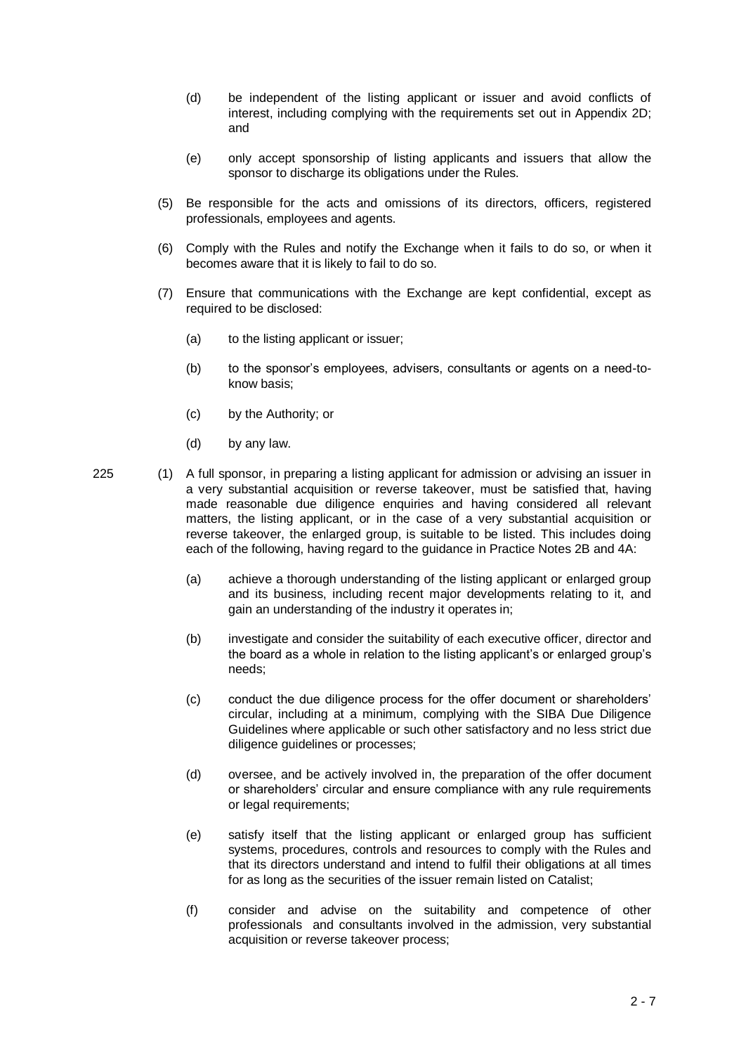(d) be independent of the listing applicant or issuer and avoid conflicts of interest, including complying with the requirements set out in Appendix 2D; and

(e) only accept sponsorship of listing applicants and issuers that allow the sponsor to discharge its obligations under the Rules.

(5) Be responsible for the acts and omissions of its directors, officers, registered professionals, employees and agents.

(6) Comply with the Rules and notify the Exchange when it fails to do so, or when it becomes aware that it is likely to fail to do so.

(7) Ensure that communications with the Exchange are kept confidential, except as required to be disclosed:

(a) to the listing applicant or issuer;

(b) to the sponsor's employees, advisers, consultants or agents on a need-to-know basis;

(c) by the Authority; or

(d) by any law.

225 (1) A full sponsor, in preparing a listing applicant for admission or advising an issuer in a very substantial acquisition or reverse takeover, must be satisfied that, having made reasonable due diligence enquiries and having considered all relevant matters, the listing applicant, or in the case of a very substantial acquisition or reverse takeover, the enlarged group, is suitable to be listed. This includes doing each of the following, having regard to the guidance in Practice Notes 2B and 4A:

(a) achieve a thorough understanding of the listing applicant or enlarged group and its business, including recent major developments relating to it, and gain an understanding of the industry it operates in;

(b) investigate and consider the suitability of each executive officer, director and the board as a whole in relation to the listing applicant's or enlarged group's needs;

(c) conduct the due diligence process for the offer document or shareholders' circular, including at a minimum, complying with the SIBA Due Diligence Guidelines where applicable or such other satisfactory and no less strict due diligence guidelines or processes;

(d) oversee, and be actively involved in, the preparation of the offer document or shareholders' circular and ensure compliance with any rule requirements or legal requirements;

(e) satisfy itself that the listing applicant or enlarged group has sufficient systems, procedures, controls and resources to comply with the Rules and that its directors understand and intend to fulfil their obligations at all times for as long as the securities of the issuer remain listed on Catalist;

(f) consider and advise on the suitability and competence of other professionals and consultants involved in the admission, very substantial acquisition or reverse takeover process;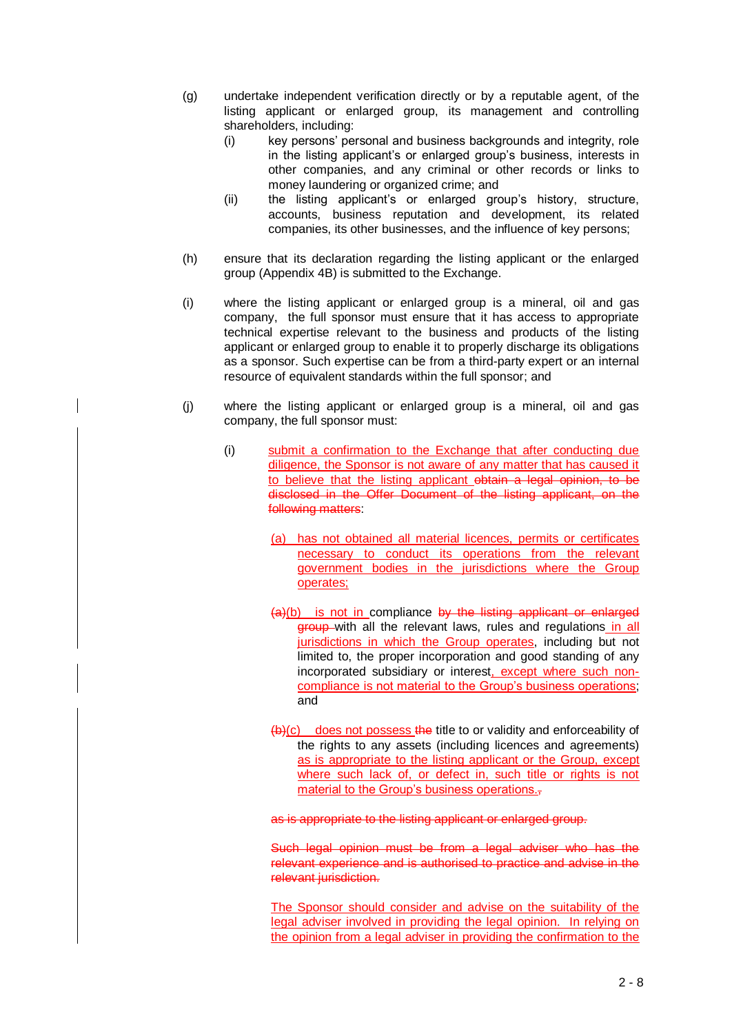(g) undertake independent verification directly or by a reputable agent, of the listing applicant or enlarged group, its management and controlling shareholders, including:

   (i) key persons' personal and business backgrounds and integrity, role in the listing applicant's or enlarged group's business, interests in other companies, and any criminal or other records or links to money laundering or organized crime; and

   (ii) the listing applicant's or enlarged group's history, structure, accounts, business reputation and development, its related companies, its other businesses, and the influence of key persons;

(h) ensure that its declaration regarding the listing applicant or the enlarged group (Appendix 4B) is submitted to the Exchange.

(i) where the listing applicant or enlarged group is a mineral, oil and gas company, the full sponsor must ensure that it has access to appropriate technical expertise relevant to the business and products of the listing applicant or enlarged group to enable it to properly discharge its obligations as a sponsor. Such expertise can be from a third-party expert or an internal resource of equivalent standards within the full sponsor; and

(j) where the listing applicant or enlarged group is a mineral, oil and gas company, the full sponsor must:

   (i) <u>submit a confirmation to the Exchange that after conducting due diligence, the Sponsor is not aware of any matter that has caused it to believe that the listing applicant</u> ~~obtain a legal opinion, to be disclosed in the Offer Document of the listing applicant, on the following matters~~:

      <u>(a) has not obtained all material licences, permits or certificates necessary to conduct its operations from the relevant government bodies in the jurisdictions where the Group operates;</u>

      ~~(a)~~<u>(b) is not in</u> compliance ~~by the listing applicant or enlarged group~~ with all the relevant laws, rules and regulations<u> in all jurisdictions in which the Group operates</u>, including but not limited to, the proper incorporation and good standing of any incorporated subsidiary or interest<u>, except where such non-compliance is not material to the Group's business operations</u>; and

      ~~(b)~~<u>(c) does not possess</u> ~~the~~ title to or validity and enforceability of the rights to any assets (including licences and agreements) <u>as is appropriate to the listing applicant or the Group, except where such lack of, or defect in, such title or rights is not material to the Group's business operations.</u>~~,~~

      ~~as is appropriate to the listing applicant or enlarged group.~~

      ~~Such legal opinion must be from a legal adviser who has the relevant experience and is authorised to practice and advise in the relevant jurisdiction.~~

      <u>The Sponsor should consider and advise on the suitability of the legal adviser involved in providing the legal opinion. In relying on the opinion from a legal adviser in providing the confirmation to the</u>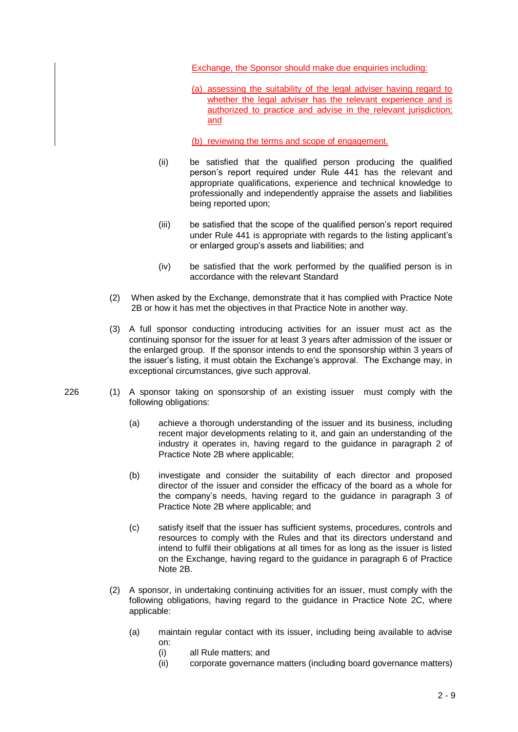Exchange, the Sponsor should make due enquiries including:

(a) assessing the suitability of the legal adviser having regard to whether the legal adviser has the relevant experience and is authorized to practice and advise in the relevant jurisdiction; and

(b) reviewing the terms and scope of engagement.

(ii) be satisfied that the qualified person producing the qualified person's report required under Rule 441 has the relevant and appropriate qualifications, experience and technical knowledge to professionally and independently appraise the assets and liabilities being reported upon;

(iii) be satisfied that the scope of the qualified person's report required under Rule 441 is appropriate with regards to the listing applicant's or enlarged group's assets and liabilities; and

(iv) be satisfied that the work performed by the qualified person is in accordance with the relevant Standard

(2) When asked by the Exchange, demonstrate that it has complied with Practice Note 2B or how it has met the objectives in that Practice Note in another way.

(3) A full sponsor conducting introducing activities for an issuer must act as the continuing sponsor for the issuer for at least 3 years after admission of the issuer or the enlarged group. If the sponsor intends to end the sponsorship within 3 years of the issuer's listing, it must obtain the Exchange's approval. The Exchange may, in exceptional circumstances, give such approval.

226 (1) A sponsor taking on sponsorship of an existing issuer must comply with the following obligations:

(a) achieve a thorough understanding of the issuer and its business, including recent major developments relating to it, and gain an understanding of the industry it operates in, having regard to the guidance in paragraph 2 of Practice Note 2B where applicable;

(b) investigate and consider the suitability of each director and proposed director of the issuer and consider the efficacy of the board as a whole for the company's needs, having regard to the guidance in paragraph 3 of Practice Note 2B where applicable; and

(c) satisfy itself that the issuer has sufficient systems, procedures, controls and resources to comply with the Rules and that its directors understand and intend to fulfil their obligations at all times for as long as the issuer is listed on the Exchange, having regard to the guidance in paragraph 6 of Practice Note 2B.

(2) A sponsor, in undertaking continuing activities for an issuer, must comply with the following obligations, having regard to the guidance in Practice Note 2C, where applicable:

(a) maintain regular contact with its issuer, including being available to advise on:

(i) all Rule matters; and

(ii) corporate governance matters (including board governance matters)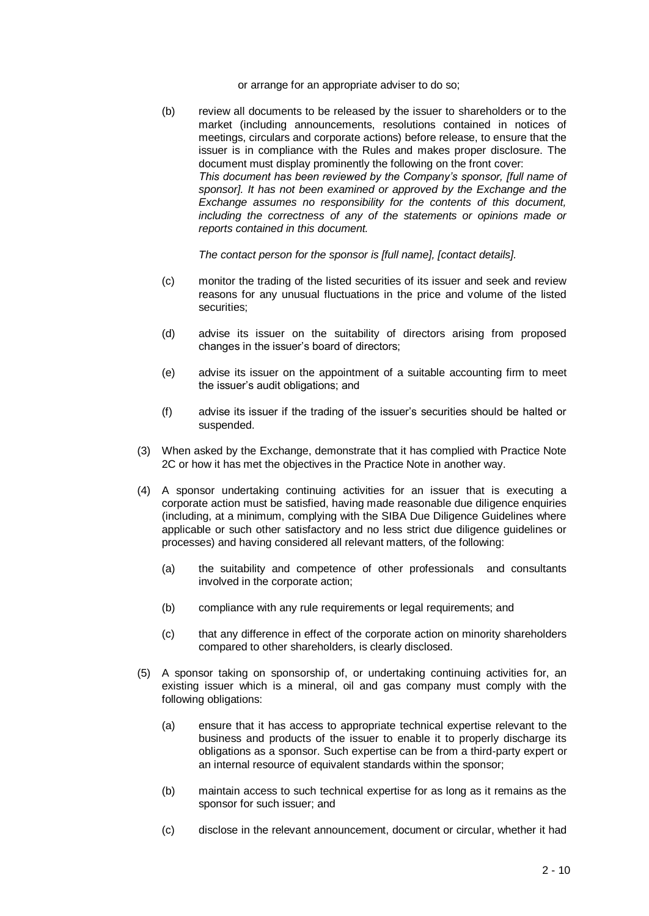or arrange for an appropriate adviser to do so;

(b) review all documents to be released by the issuer to shareholders or to the market (including announcements, resolutions contained in notices of meetings, circulars and corporate actions) before release, to ensure that the issuer is in compliance with the Rules and makes proper disclosure. The document must display prominently the following on the front cover:
*This document has been reviewed by the Company's sponsor, [full name of sponsor]. It has not been examined or approved by the Exchange and the Exchange assumes no responsibility for the contents of this document, including the correctness of any of the statements or opinions made or reports contained in this document.*

*The contact person for the sponsor is [full name], [contact details].*

(c) monitor the trading of the listed securities of its issuer and seek and review reasons for any unusual fluctuations in the price and volume of the listed securities;

(d) advise its issuer on the suitability of directors arising from proposed changes in the issuer's board of directors;

(e) advise its issuer on the appointment of a suitable accounting firm to meet the issuer's audit obligations; and

(f) advise its issuer if the trading of the issuer's securities should be halted or suspended.

(3) When asked by the Exchange, demonstrate that it has complied with Practice Note 2C or how it has met the objectives in the Practice Note in another way.

(4) A sponsor undertaking continuing activities for an issuer that is executing a corporate action must be satisfied, having made reasonable due diligence enquiries (including, at a minimum, complying with the SIBA Due Diligence Guidelines where applicable or such other satisfactory and no less strict due diligence guidelines or processes) and having considered all relevant matters, of the following:

(a) the suitability and competence of other professionals and consultants involved in the corporate action;

(b) compliance with any rule requirements or legal requirements; and

(c) that any difference in effect of the corporate action on minority shareholders compared to other shareholders, is clearly disclosed.

(5) A sponsor taking on sponsorship of, or undertaking continuing activities for, an existing issuer which is a mineral, oil and gas company must comply with the following obligations:

(a) ensure that it has access to appropriate technical expertise relevant to the business and products of the issuer to enable it to properly discharge its obligations as a sponsor. Such expertise can be from a third-party expert or an internal resource of equivalent standards within the sponsor;

(b) maintain access to such technical expertise for as long as it remains as the sponsor for such issuer; and

(c) disclose in the relevant announcement, document or circular, whether it had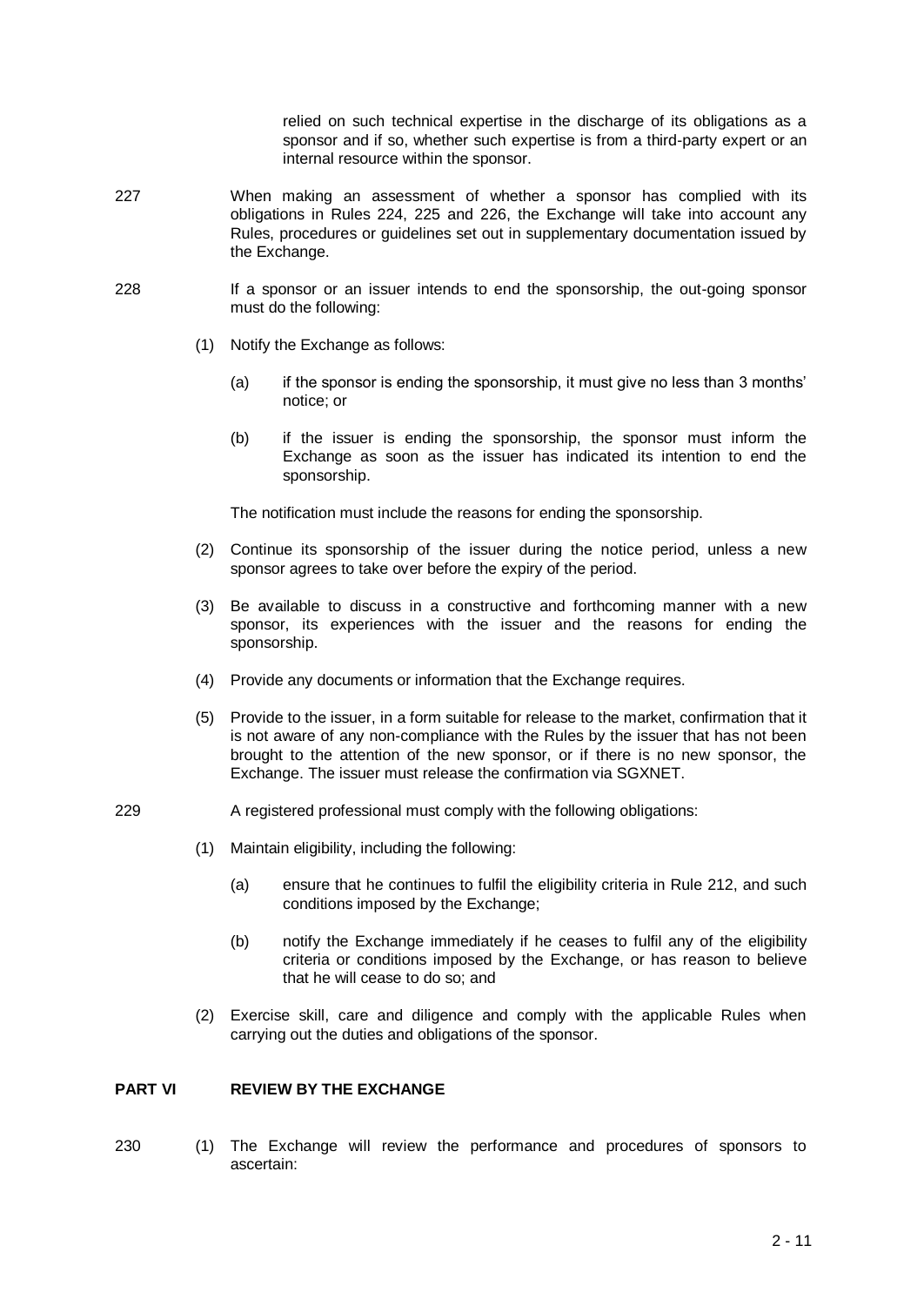relied on such technical expertise in the discharge of its obligations as a sponsor and if so, whether such expertise is from a third-party expert or an internal resource within the sponsor.

227 When making an assessment of whether a sponsor has complied with its obligations in Rules 224, 225 and 226, the Exchange will take into account any Rules, procedures or guidelines set out in supplementary documentation issued by the Exchange.

228 If a sponsor or an issuer intends to end the sponsorship, the out-going sponsor must do the following:

(1) Notify the Exchange as follows:

(a) if the sponsor is ending the sponsorship, it must give no less than 3 months' notice; or

(b) if the issuer is ending the sponsorship, the sponsor must inform the Exchange as soon as the issuer has indicated its intention to end the sponsorship.

The notification must include the reasons for ending the sponsorship.

(2) Continue its sponsorship of the issuer during the notice period, unless a new sponsor agrees to take over before the expiry of the period.

(3) Be available to discuss in a constructive and forthcoming manner with a new sponsor, its experiences with the issuer and the reasons for ending the sponsorship.

(4) Provide any documents or information that the Exchange requires.

(5) Provide to the issuer, in a form suitable for release to the market, confirmation that it is not aware of any non-compliance with the Rules by the issuer that has not been brought to the attention of the new sponsor, or if there is no new sponsor, the Exchange. The issuer must release the confirmation via SGXNET.

229 A registered professional must comply with the following obligations:

(1) Maintain eligibility, including the following:

(a) ensure that he continues to fulfil the eligibility criteria in Rule 212, and such conditions imposed by the Exchange;

(b) notify the Exchange immediately if he ceases to fulfil any of the eligibility criteria or conditions imposed by the Exchange, or has reason to believe that he will cease to do so; and

(2) Exercise skill, care and diligence and comply with the applicable Rules when carrying out the duties and obligations of the sponsor.

## PART VI REVIEW BY THE EXCHANGE

230 (1) The Exchange will review the performance and procedures of sponsors to ascertain: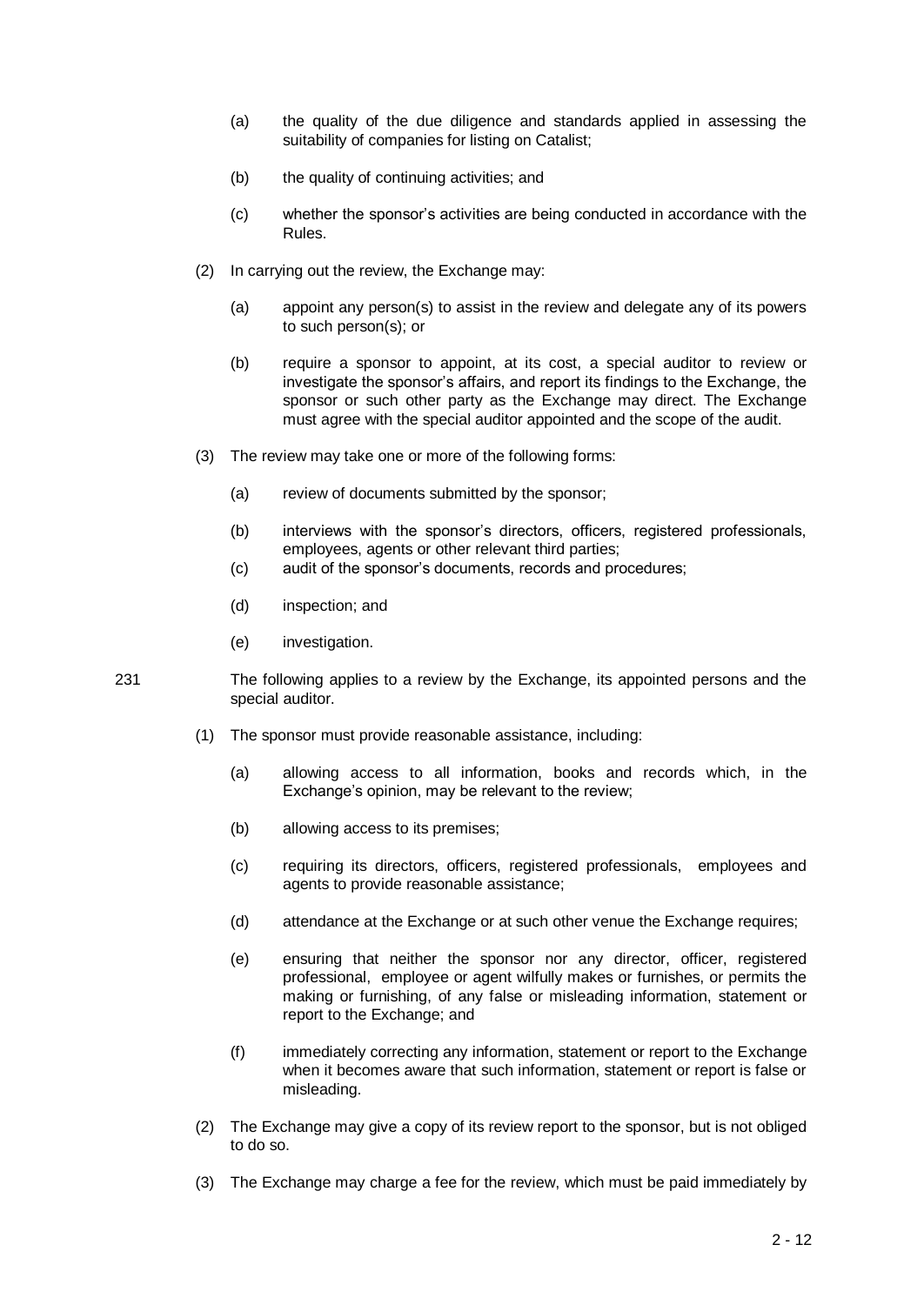(a) the quality of the due diligence and standards applied in assessing the suitability of companies for listing on Catalist;

(b) the quality of continuing activities; and

(c) whether the sponsor's activities are being conducted in accordance with the Rules.

(2) In carrying out the review, the Exchange may:

(a) appoint any person(s) to assist in the review and delegate any of its powers to such person(s); or

(b) require a sponsor to appoint, at its cost, a special auditor to review or investigate the sponsor's affairs, and report its findings to the Exchange, the sponsor or such other party as the Exchange may direct. The Exchange must agree with the special auditor appointed and the scope of the audit.

(3) The review may take one or more of the following forms:

(a) review of documents submitted by the sponsor;

(b) interviews with the sponsor's directors, officers, registered professionals, employees, agents or other relevant third parties;

(c) audit of the sponsor's documents, records and procedures;

(d) inspection; and

(e) investigation.

231 The following applies to a review by the Exchange, its appointed persons and the special auditor.

(1) The sponsor must provide reasonable assistance, including:

(a) allowing access to all information, books and records which, in the Exchange's opinion, may be relevant to the review;

(b) allowing access to its premises;

(c) requiring its directors, officers, registered professionals, employees and agents to provide reasonable assistance;

(d) attendance at the Exchange or at such other venue the Exchange requires;

(e) ensuring that neither the sponsor nor any director, officer, registered professional, employee or agent wilfully makes or furnishes, or permits the making or furnishing, of any false or misleading information, statement or report to the Exchange; and

(f) immediately correcting any information, statement or report to the Exchange when it becomes aware that such information, statement or report is false or misleading.

(2) The Exchange may give a copy of its review report to the sponsor, but is not obliged to do so.

(3) The Exchange may charge a fee for the review, which must be paid immediately by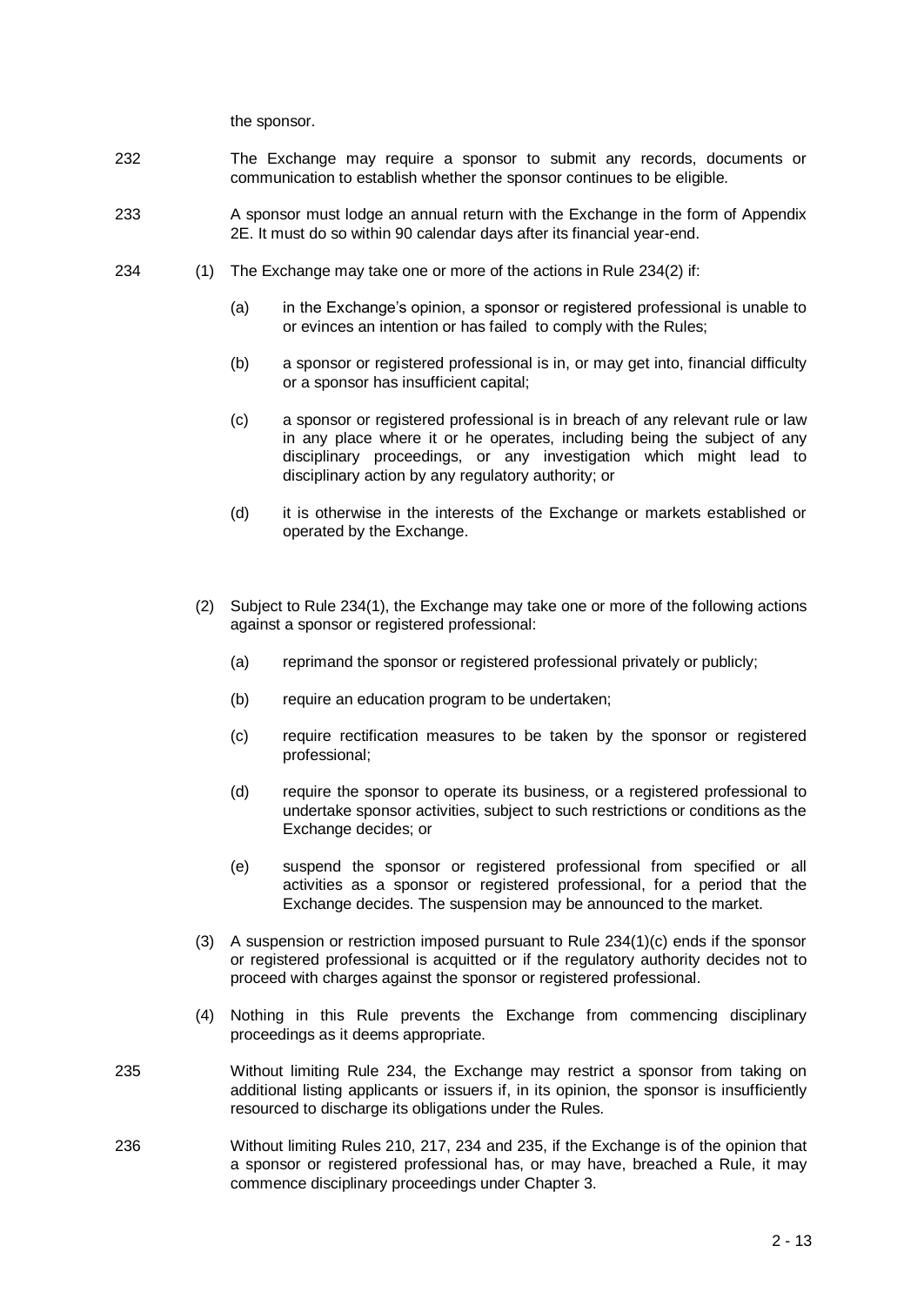the sponsor.

232 The Exchange may require a sponsor to submit any records, documents or communication to establish whether the sponsor continues to be eligible.

233 A sponsor must lodge an annual return with the Exchange in the form of Appendix 2E. It must do so within 90 calendar days after its financial year-end.

234 (1) The Exchange may take one or more of the actions in Rule 234(2) if:

- (a) in the Exchange's opinion, a sponsor or registered professional is unable to or evinces an intention or has failed to comply with the Rules;
- (b) a sponsor or registered professional is in, or may get into, financial difficulty or a sponsor has insufficient capital;
- (c) a sponsor or registered professional is in breach of any relevant rule or law in any place where it or he operates, including being the subject of any disciplinary proceedings, or any investigation which might lead to disciplinary action by any regulatory authority; or
- (d) it is otherwise in the interests of the Exchange or markets established or operated by the Exchange.

(2) Subject to Rule 234(1), the Exchange may take one or more of the following actions against a sponsor or registered professional:

- (a) reprimand the sponsor or registered professional privately or publicly;
- (b) require an education program to be undertaken;
- (c) require rectification measures to be taken by the sponsor or registered professional;
- (d) require the sponsor to operate its business, or a registered professional to undertake sponsor activities, subject to such restrictions or conditions as the Exchange decides; or
- (e) suspend the sponsor or registered professional from specified or all activities as a sponsor or registered professional, for a period that the Exchange decides. The suspension may be announced to the market.

(3) A suspension or restriction imposed pursuant to Rule 234(1)(c) ends if the sponsor or registered professional is acquitted or if the regulatory authority decides not to proceed with charges against the sponsor or registered professional.

(4) Nothing in this Rule prevents the Exchange from commencing disciplinary proceedings as it deems appropriate.

235 Without limiting Rule 234, the Exchange may restrict a sponsor from taking on additional listing applicants or issuers if, in its opinion, the sponsor is insufficiently resourced to discharge its obligations under the Rules.

236 Without limiting Rules 210, 217, 234 and 235, if the Exchange is of the opinion that a sponsor or registered professional has, or may have, breached a Rule, it may commence disciplinary proceedings under Chapter 3.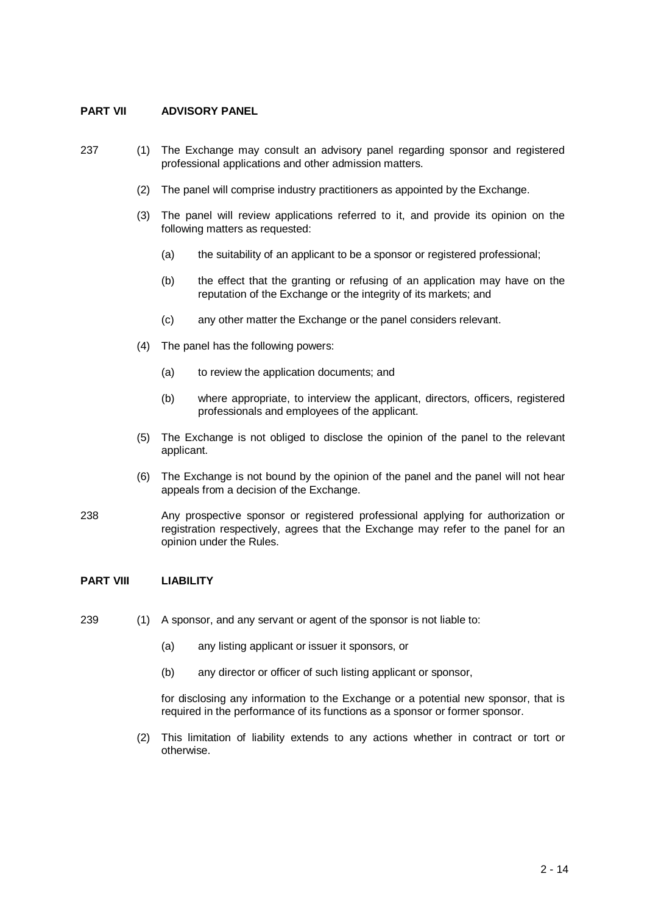## PART VII ADVISORY PANEL

237 (1) The Exchange may consult an advisory panel regarding sponsor and registered professional applications and other admission matters.

(2) The panel will comprise industry practitioners as appointed by the Exchange.

(3) The panel will review applications referred to it, and provide its opinion on the following matters as requested:

(a) the suitability of an applicant to be a sponsor or registered professional;

(b) the effect that the granting or refusing of an application may have on the reputation of the Exchange or the integrity of its markets; and

(c) any other matter the Exchange or the panel considers relevant.

(4) The panel has the following powers:

(a) to review the application documents; and

(b) where appropriate, to interview the applicant, directors, officers, registered professionals and employees of the applicant.

(5) The Exchange is not obliged to disclose the opinion of the panel to the relevant applicant.

(6) The Exchange is not bound by the opinion of the panel and the panel will not hear appeals from a decision of the Exchange.

238 Any prospective sponsor or registered professional applying for authorization or registration respectively, agrees that the Exchange may refer to the panel for an opinion under the Rules.

## PART VIII LIABILITY

239 (1) A sponsor, and any servant or agent of the sponsor is not liable to:

(a) any listing applicant or issuer it sponsors, or

(b) any director or officer of such listing applicant or sponsor,

for disclosing any information to the Exchange or a potential new sponsor, that is required in the performance of its functions as a sponsor or former sponsor.

(2) This limitation of liability extends to any actions whether in contract or tort or otherwise.